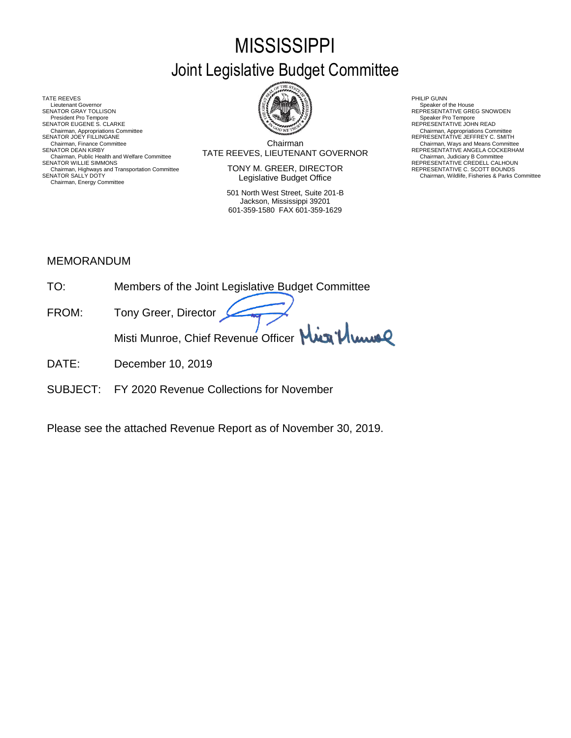# MISSISSIPPI

## Joint Legislative Budget Committee

TATE REEVES
Lieutenant Governor
SENATOR GRAY TOLLISON
President Pro Tempore
SENATOR EUGENE S. CLARKE
Chairman, Appropriations Committee
SENATOR JOEY FILLINGANE
Chairman, Finance Committee
SENATOR DEAN KIRBY
Chairman, Public Health and Welfare Committee
SENATOR WILLIE SIMMONS
Chairman, Highways and Transportation Committee
SENATOR SALLY DOTY
Chairman, Energy Committee

Chairman
TATE REEVES, LIEUTENANT GOVERNOR

TONY M. GREER, DIRECTOR
Legislative Budget Office

501 North West Street, Suite 201-B
Jackson, Mississippi 39201
601-359-1580 FAX 601-359-1629

PHILIP GUNN
Speaker of the House
REPRESENTATIVE GREG SNOWDEN
Speaker Pro Tempore
REPRESENTATIVE JOHN READ
Chairman, Appropriations Committee
REPRESENTATIVE JEFFREY C. SMITH
Chairman, Ways and Means Committee
REPRESENTATIVE ANGELA COCKERHAM
Chairman, Judiciary B Committee
REPRESENTATIVE CREDELL CALHOUN
REPRESENTATIVE C. SCOTT BOUNDS
Chairman, Wildlife, Fisheries & Parks Committee

MEMORANDUM

TO: Members of the Joint Legislative Budget Committee

FROM: Tony Greer, Director

Misti Munroe, Chief Revenue Officer

DATE: December 10, 2019

SUBJECT: FY 2020 Revenue Collections for November

Please see the attached Revenue Report as of November 30, 2019.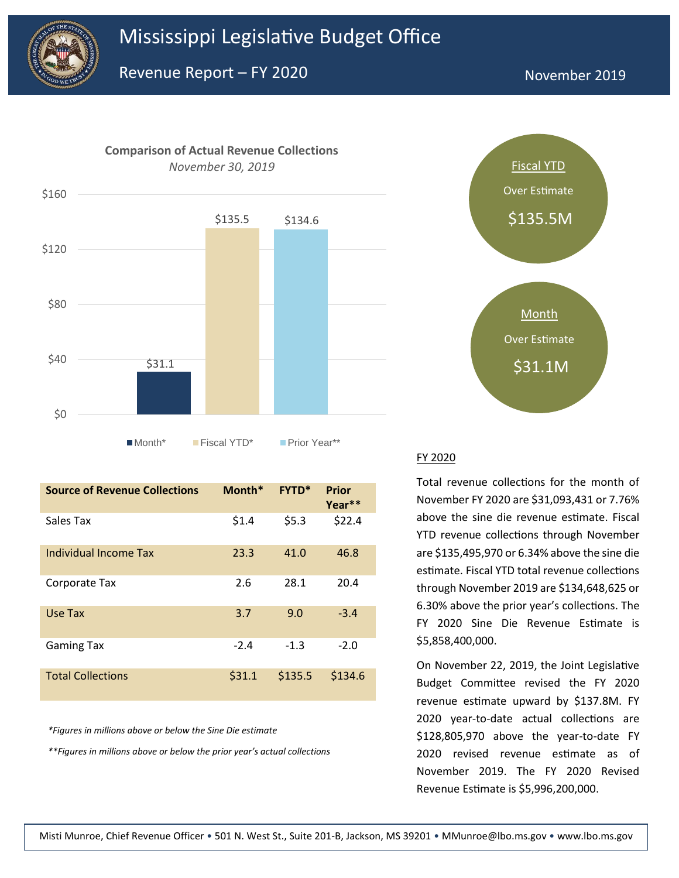# Mississippi Legislative Budget Office

## Revenue Report – FY 2020

November 2019

**Comparison of Actual Revenue Collections**

*November 30, 2019*

| | Month* | Fiscal YTD* | Prior Year** |
|---|---|---|---|
| | $31.1 | $135.5 | $134.6 |

Fiscal YTD
Over Estimate
$135.5M

Month
Over Estimate
$31.1M

| Source of Revenue Collections | Month* | FYTD* | Prior Year** |
|---|---|---|---|
| Sales Tax | $1.4 | $5.3 | $22.4 |
| Individual Income Tax | 23.3 | 41.0 | 46.8 |
| Corporate Tax | 2.6 | 28.1 | 20.4 |
| Use Tax | 3.7 | 9.0 | -3.4 |
| Gaming Tax | -2.4 | -1.3 | -2.0 |
| Total Collections | $31.1 | $135.5 | $134.6 |

*\*Figures in millions above or below the Sine Die estimate*

*\*\*Figures in millions above or below the prior year's actual collections*

### FY 2020

Total revenue collections for the month of November FY 2020 are $31,093,431 or 7.76% above the sine die revenue estimate. Fiscal YTD revenue collections through November are $135,495,970 or 6.34% above the sine die estimate. Fiscal YTD total revenue collections through November 2019 are $134,648,625 or 6.30% above the prior year's collections. The FY 2020 Sine Die Revenue Estimate is $5,858,400,000.

On November 22, 2019, the Joint Legislative Budget Committee revised the FY 2020 revenue estimate upward by $137.8M. FY 2020 year-to-date actual collections are $128,805,970 above the year-to-date FY 2020 revised revenue estimate as of November 2019. The FY 2020 Revised Revenue Estimate is $5,996,200,000.

Misti Munroe, Chief Revenue Officer • 501 N. West St., Suite 201-B, Jackson, MS 39201 • MMunroe@lbo.ms.gov • www.lbo.ms.gov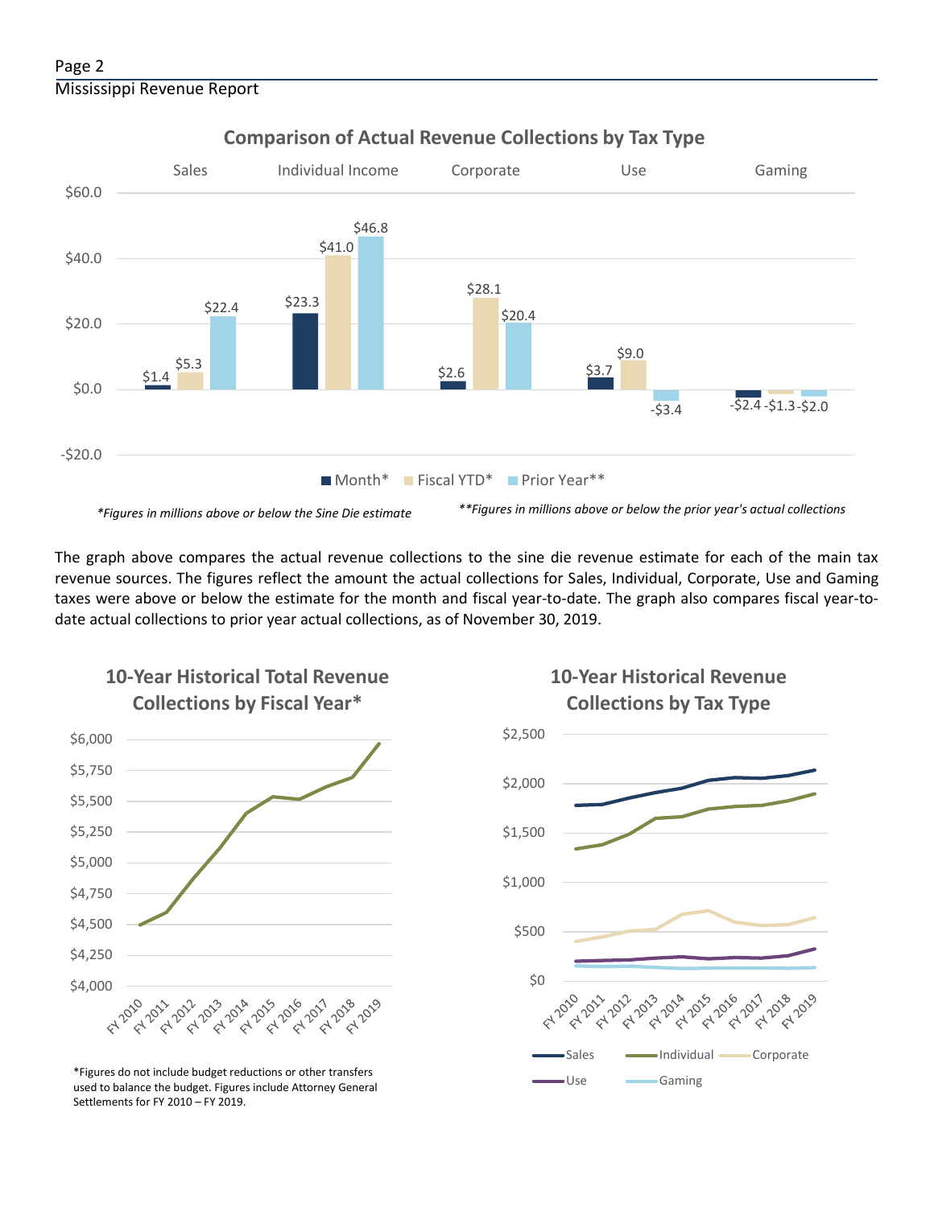## Comparison of Actual Revenue Collections by Tax Type

| | Sales | Individual Income | Corporate | Use | Gaming |
|---|---|---|---|---|---|
| Month* | $1.4 | $23.3 | $2.6 | $3.7 | -$2.4 |
| Fiscal YTD* | $5.3 | $41.0 | $28.1 | $9.0 | -$1.3 |
| Prior Year** | $22.4 | $46.8 | $20.4 | -$3.4 | -$2.0 |

*\*Figures in millions above or below the Sine Die estimate*

*\*\*Figures in millions above or below the prior year's actual collections*

The graph above compares the actual revenue collections to the sine die revenue estimate for each of the main tax revenue sources. The figures reflect the amount the actual collections for Sales, Individual, Corporate, Use and Gaming taxes were above or below the estimate for the month and fiscal year-to-date. The graph also compares fiscal year-to-date actual collections to prior year actual collections, as of November 30, 2019.

## 10-Year Historical Total Revenue Collections by Fiscal Year*

\*Figures do not include budget reductions or other transfers used to balance the budget. Figures include Attorney General Settlements for FY 2010 – FY 2019.

## 10-Year Historical Revenue Collections by Tax Type

Sales, Individual, Corporate, Use, Gaming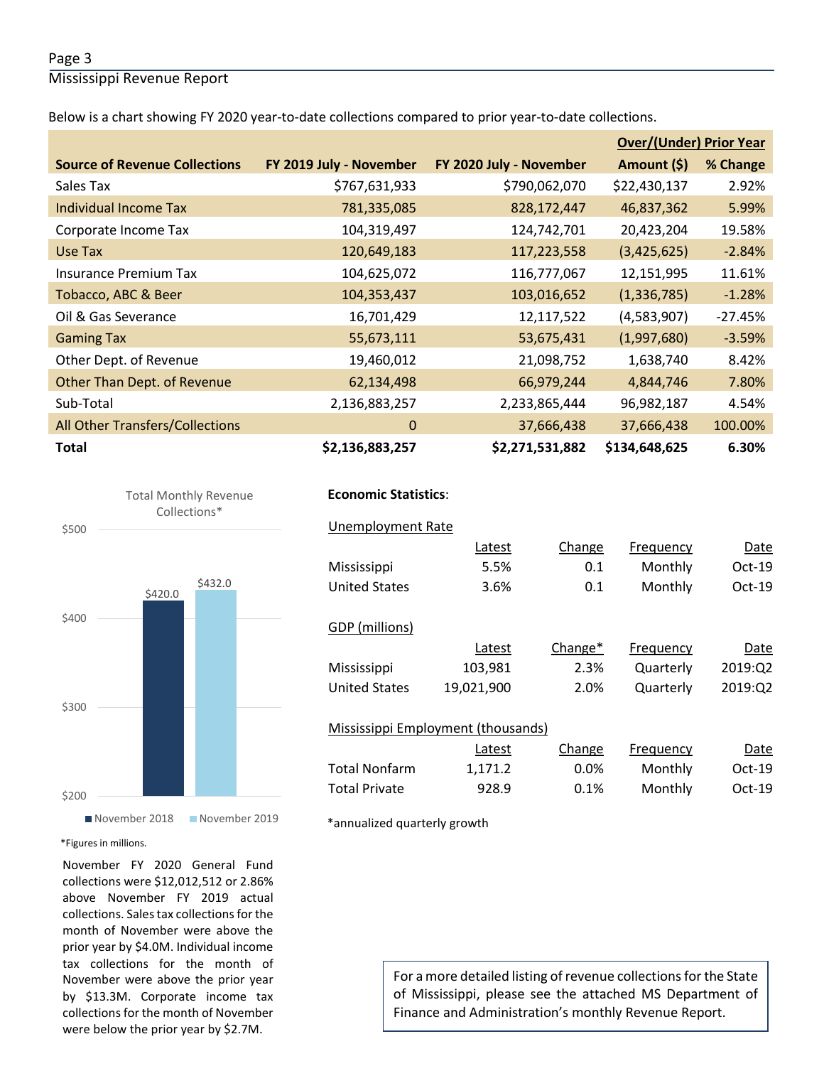Below is a chart showing FY 2020 year-to-date collections compared to prior year-to-date collections.

| Source of Revenue Collections | FY 2019 July - November | FY 2020 July - November | Over/(Under) Prior Year Amount ($) | % Change |
|---|---|---|---|---|
| Sales Tax | $767,631,933 | $790,062,070 | $22,430,137 | 2.92% |
| Individual Income Tax | 781,335,085 | 828,172,447 | 46,837,362 | 5.99% |
| Corporate Income Tax | 104,319,497 | 124,742,701 | 20,423,204 | 19.58% |
| Use Tax | 120,649,183 | 117,223,558 | (3,425,625) | -2.84% |
| Insurance Premium Tax | 104,625,072 | 116,777,067 | 12,151,995 | 11.61% |
| Tobacco, ABC & Beer | 104,353,437 | 103,016,652 | (1,336,785) | -1.28% |
| Oil & Gas Severance | 16,701,429 | 12,117,522 | (4,583,907) | -27.45% |
| Gaming Tax | 55,673,111 | 53,675,431 | (1,997,680) | -3.59% |
| Other Dept. of Revenue | 19,460,012 | 21,098,752 | 1,638,740 | 8.42% |
| Other Than Dept. of Revenue | 62,134,498 | 66,979,244 | 4,844,746 | 7.80% |
| Sub-Total | 2,136,883,257 | 2,233,865,444 | 96,982,187 | 4.54% |
| All Other Transfers/Collections | 0 | 37,666,438 | 37,666,438 | 100.00% |
| **Total** | **$2,136,883,257** | **$2,271,531,882** | **$134,648,625** | **6.30%** |

Total Monthly Revenue Collections*

| | November 2018 | November 2019 |
|---|---|---|
| Total | $420.0 | $432.0 |

*Figures in millions.

November FY 2020 General Fund collections were $12,012,512 or 2.86% above November FY 2019 actual collections. Sales tax collections for the month of November were above the prior year by $4.0M. Individual income tax collections for the month of November were above the prior year by $13.3M. Corporate income tax collections for the month of November were below the prior year by $2.7M.

**Economic Statistics**:

Unemployment Rate

| | Latest | Change | Frequency | Date |
|---|---|---|---|---|
| Mississippi | 5.5% | 0.1 | Monthly | Oct-19 |
| United States | 3.6% | 0.1 | Monthly | Oct-19 |

GDP (millions)

| | Latest | Change* | Frequency | Date |
|---|---|---|---|---|
| Mississippi | 103,981 | 2.3% | Quarterly | 2019:Q2 |
| United States | 19,021,900 | 2.0% | Quarterly | 2019:Q2 |

Mississippi Employment (thousands)

| | Latest | Change | Frequency | Date |
|---|---|---|---|---|
| Total Nonfarm | 1,171.2 | 0.0% | Monthly | Oct-19 |
| Total Private | 928.9 | 0.1% | Monthly | Oct-19 |

*annualized quarterly growth

For a more detailed listing of revenue collections for the State of Mississippi, please see the attached MS Department of Finance and Administration's monthly Revenue Report.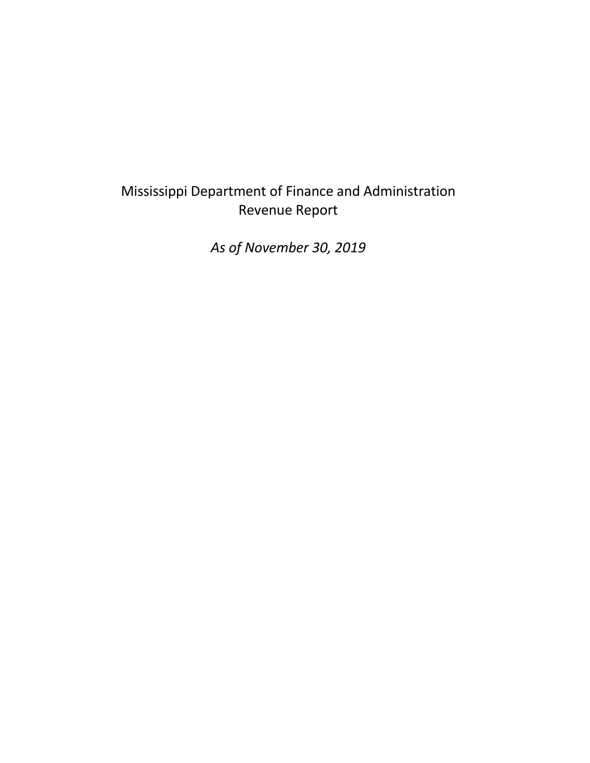# Mississippi Department of Finance and Administration
## Revenue Report

*As of November 30, 2019*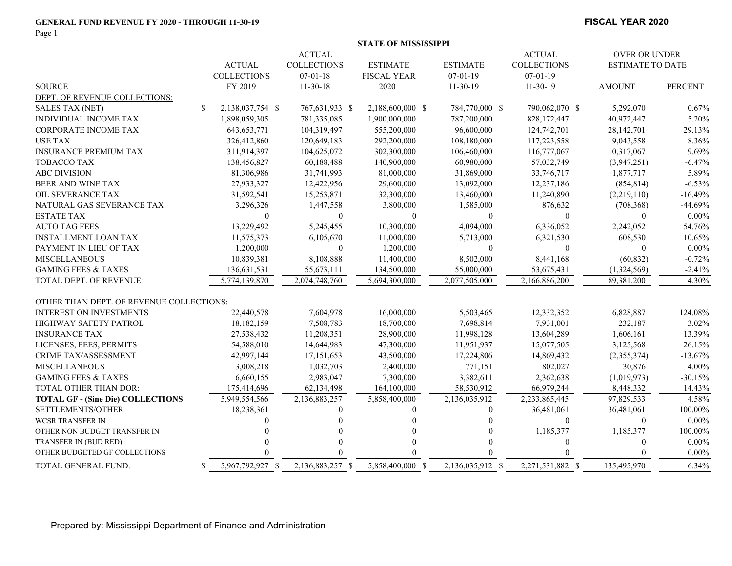**GENERAL FUND REVENUE FY 2020 - THROUGH 11-30-19**

**FISCAL YEAR 2020**

**STATE OF MISSISSIPPI**

| SOURCE | ACTUAL COLLECTIONS FY 2019 | ACTUAL COLLECTIONS 07-01-18 11-30-18 | ESTIMATE FISCAL YEAR 2020 | ESTIMATE 07-01-19 11-30-19 | ACTUAL COLLECTIONS 07-01-19 11-30-19 | OVER OR UNDER ESTIMATE TO DATE AMOUNT | PERCENT |
|---|---|---|---|---|---|---|---|
| DEPT. OF REVENUE COLLECTIONS: | | | | | | | |
| SALES TAX (NET) | $ 2,138,037,754 | $ 767,631,933 | $ 2,188,600,000 | $ 784,770,000 | $ 790,062,070 | $ 5,292,070 | 0.67% |
| INDIVIDUAL INCOME TAX | 1,898,059,305 | 781,335,085 | 1,900,000,000 | 787,200,000 | 828,172,447 | 40,972,447 | 5.20% |
| CORPORATE INCOME TAX | 643,653,771 | 104,319,497 | 555,200,000 | 96,600,000 | 124,742,701 | 28,142,701 | 29.13% |
| USE TAX | 326,412,860 | 120,649,183 | 292,200,000 | 108,180,000 | 117,223,558 | 9,043,558 | 8.36% |
| INSURANCE PREMIUM TAX | 311,914,397 | 104,625,072 | 302,300,000 | 106,460,000 | 116,777,067 | 10,317,067 | 9.69% |
| TOBACCO TAX | 138,456,827 | 60,188,488 | 140,900,000 | 60,980,000 | 57,032,749 | (3,947,251) | -6.47% |
| ABC DIVISION | 81,306,986 | 31,741,993 | 81,000,000 | 31,869,000 | 33,746,717 | 1,877,717 | 5.89% |
| BEER AND WINE TAX | 27,933,327 | 12,422,956 | 29,600,000 | 13,092,000 | 12,237,186 | (854,814) | -6.53% |
| OIL SEVERANCE TAX | 31,592,541 | 15,253,871 | 32,300,000 | 13,460,000 | 11,240,890 | (2,219,110) | -16.49% |
| NATURAL GAS SEVERANCE TAX | 3,296,326 | 1,447,558 | 3,800,000 | 1,585,000 | 876,632 | (708,368) | -44.69% |
| ESTATE TAX | 0 | 0 | 0 | 0 | 0 | 0 | 0.00% |
| AUTO TAG FEES | 13,229,492 | 5,245,455 | 10,300,000 | 4,094,000 | 6,336,052 | 2,242,052 | 54.76% |
| INSTALLMENT LOAN TAX | 11,575,373 | 6,105,670 | 11,000,000 | 5,713,000 | 6,321,530 | 608,530 | 10.65% |
| PAYMENT IN LIEU OF TAX | 1,200,000 | 0 | 1,200,000 | 0 | 0 | 0 | 0.00% |
| MISCELLANEOUS | 10,839,381 | 8,108,888 | 11,400,000 | 8,502,000 | 8,441,168 | (60,832) | -0.72% |
| GAMING FEES & TAXES | 136,631,531 | 55,673,111 | 134,500,000 | 55,000,000 | 53,675,431 | (1,324,569) | -2.41% |
| TOTAL DEPT. OF REVENUE: | 5,774,139,870 | 2,074,748,760 | 5,694,300,000 | 2,077,505,000 | 2,166,886,200 | 89,381,200 | 4.30% |
| OTHER THAN DEPT. OF REVENUE COLLECTIONS: | | | | | | | |
| INTEREST ON INVESTMENTS | 22,440,578 | 7,604,978 | 16,000,000 | 5,503,465 | 12,332,352 | 6,828,887 | 124.08% |
| HIGHWAY SAFETY PATROL | 18,182,159 | 7,508,783 | 18,700,000 | 7,698,814 | 7,931,001 | 232,187 | 3.02% |
| INSURANCE TAX | 27,538,432 | 11,208,351 | 28,900,000 | 11,998,128 | 13,604,289 | 1,606,161 | 13.39% |
| LICENSES, FEES, PERMITS | 54,588,010 | 14,644,983 | 47,300,000 | 11,951,937 | 15,077,505 | 3,125,568 | 26.15% |
| CRIME TAX/ASSESSMENT | 42,997,144 | 17,151,653 | 43,500,000 | 17,224,806 | 14,869,432 | (2,355,374) | -13.67% |
| MISCELLANEOUS | 3,008,218 | 1,032,703 | 2,400,000 | 771,151 | 802,027 | 30,876 | 4.00% |
| GAMING FEES & TAXES | 6,660,155 | 2,983,047 | 7,300,000 | 3,382,611 | 2,362,638 | (1,019,973) | -30.15% |
| TOTAL OTHER THAN DOR: | 175,414,696 | 62,134,498 | 164,100,000 | 58,530,912 | 66,979,244 | 8,448,332 | 14.43% |
| **TOTAL GF - (Sine Die) COLLECTIONS** | 5,949,554,566 | 2,136,883,257 | 5,858,400,000 | 2,136,035,912 | 2,233,865,445 | 97,829,533 | 4.58% |
| SETTLEMENTS/OTHER | 18,238,361 | 0 | 0 | 0 | 36,481,061 | 36,481,061 | 100.00% |
| WCSR TRANSFER IN | 0 | 0 | 0 | 0 | 0 | 0 | 0.00% |
| OTHER NON BUDGET TRANSFER IN | 0 | 0 | 0 | 0 | 1,185,377 | 1,185,377 | 100.00% |
| TRANSFER IN (BUD RED) | 0 | 0 | 0 | 0 | 0 | 0 | 0.00% |
| OTHER BUDGETED GF COLLECTIONS | 0 | 0 | 0 | 0 | 0 | 0 | 0.00% |
| TOTAL GENERAL FUND: | $ 5,967,792,927 | $ 2,136,883,257 | $ 5,858,400,000 | $ 2,136,035,912 | $ 2,271,531,882 | $ 135,495,970 | 6.34% |

Prepared by: Mississippi Department of Finance and Administration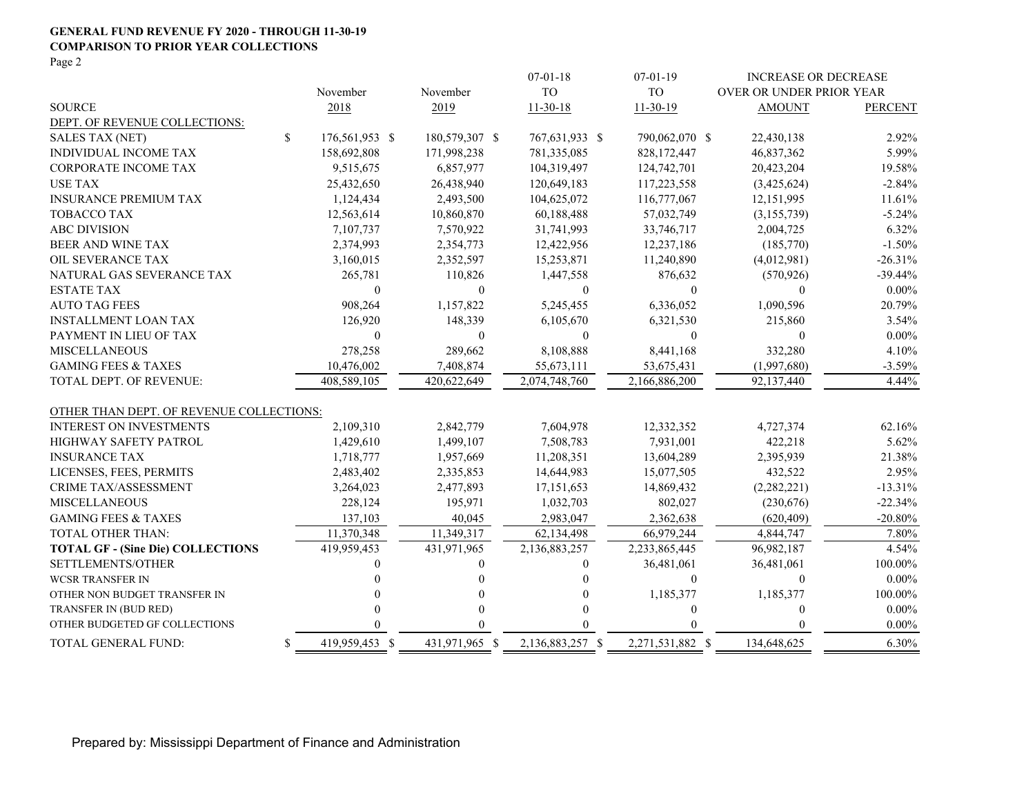**GENERAL FUND REVENUE FY 2020 - THROUGH 11-30-19**
**COMPARISON TO PRIOR YEAR COLLECTIONS**
Page 2

| SOURCE | November 2018 | November 2019 | 07-01-18 TO 11-30-18 | 07-01-19 TO 11-30-19 | INCREASE OR DECREASE OVER OR UNDER PRIOR YEAR AMOUNT | PERCENT |
|---|---|---|---|---|---|---|
| DEPT. OF REVENUE COLLECTIONS: | | | | | | |
| SALES TAX (NET) | $ 176,561,953 | $ 180,579,307 | $ 767,631,933 | $ 790,062,070 | $ 22,430,138 | 2.92% |
| INDIVIDUAL INCOME TAX | 158,692,808 | 171,998,238 | 781,335,085 | 828,172,447 | 46,837,362 | 5.99% |
| CORPORATE INCOME TAX | 9,515,675 | 6,857,977 | 104,319,497 | 124,742,701 | 20,423,204 | 19.58% |
| USE TAX | 25,432,650 | 26,438,940 | 120,649,183 | 117,223,558 | (3,425,624) | -2.84% |
| INSURANCE PREMIUM TAX | 1,124,434 | 2,493,500 | 104,625,072 | 116,777,067 | 12,151,995 | 11.61% |
| TOBACCO TAX | 12,563,614 | 10,860,870 | 60,188,488 | 57,032,749 | (3,155,739) | -5.24% |
| ABC DIVISION | 7,107,737 | 7,570,922 | 31,741,993 | 33,746,717 | 2,004,725 | 6.32% |
| BEER AND WINE TAX | 2,374,993 | 2,354,773 | 12,422,956 | 12,237,186 | (185,770) | -1.50% |
| OIL SEVERANCE TAX | 3,160,015 | 2,352,597 | 15,253,871 | 11,240,890 | (4,012,981) | -26.31% |
| NATURAL GAS SEVERANCE TAX | 265,781 | 110,826 | 1,447,558 | 876,632 | (570,926) | -39.44% |
| ESTATE TAX | 0 | 0 | 0 | 0 | 0 | 0.00% |
| AUTO TAG FEES | 908,264 | 1,157,822 | 5,245,455 | 6,336,052 | 1,090,596 | 20.79% |
| INSTALLMENT LOAN TAX | 126,920 | 148,339 | 6,105,670 | 6,321,530 | 215,860 | 3.54% |
| PAYMENT IN LIEU OF TAX | 0 | 0 | 0 | 0 | 0 | 0.00% |
| MISCELLANEOUS | 278,258 | 289,662 | 8,108,888 | 8,441,168 | 332,280 | 4.10% |
| GAMING FEES & TAXES | 10,476,002 | 7,408,874 | 55,673,111 | 53,675,431 | (1,997,680) | -3.59% |
| TOTAL DEPT. OF REVENUE: | 408,589,105 | 420,622,649 | 2,074,748,760 | 2,166,886,200 | 92,137,440 | 4.44% |
| OTHER THAN DEPT. OF REVENUE COLLECTIONS: | | | | | | |
| INTEREST ON INVESTMENTS | 2,109,310 | 2,842,779 | 7,604,978 | 12,332,352 | 4,727,374 | 62.16% |
| HIGHWAY SAFETY PATROL | 1,429,610 | 1,499,107 | 7,508,783 | 7,931,001 | 422,218 | 5.62% |
| INSURANCE TAX | 1,718,777 | 1,957,669 | 11,208,351 | 13,604,289 | 2,395,939 | 21.38% |
| LICENSES, FEES, PERMITS | 2,483,402 | 2,335,853 | 14,644,983 | 15,077,505 | 432,522 | 2.95% |
| CRIME TAX/ASSESSMENT | 3,264,023 | 2,477,893 | 17,151,653 | 14,869,432 | (2,282,221) | -13.31% |
| MISCELLANEOUS | 228,124 | 195,971 | 1,032,703 | 802,027 | (230,676) | -22.34% |
| GAMING FEES & TAXES | 137,103 | 40,045 | 2,983,047 | 2,362,638 | (620,409) | -20.80% |
| TOTAL OTHER THAN: | 11,370,348 | 11,349,317 | 62,134,498 | 66,979,244 | 4,844,747 | 7.80% |
| **TOTAL GF - (Sine Die) COLLECTIONS** | 419,959,453 | 431,971,965 | 2,136,883,257 | 2,233,865,445 | 96,982,187 | 4.54% |
| SETTLEMENTS/OTHER | 0 | 0 | 0 | 36,481,061 | 36,481,061 | 100.00% |
| WCSR TRANSFER IN | 0 | 0 | 0 | 0 | 0 | 0.00% |
| OTHER NON BUDGET TRANSFER IN | 0 | 0 | 0 | 1,185,377 | 1,185,377 | 100.00% |
| TRANSFER IN (BUD RED) | 0 | 0 | 0 | 0 | 0 | 0.00% |
| OTHER BUDGETED GF COLLECTIONS | 0 | 0 | 0 | 0 | 0 | 0.00% |
| TOTAL GENERAL FUND: | $ 419,959,453 | $ 431,971,965 | $ 2,136,883,257 | $ 2,271,531,882 | $ 134,648,625 | 6.30% |

Prepared by: Mississippi Department of Finance and Administration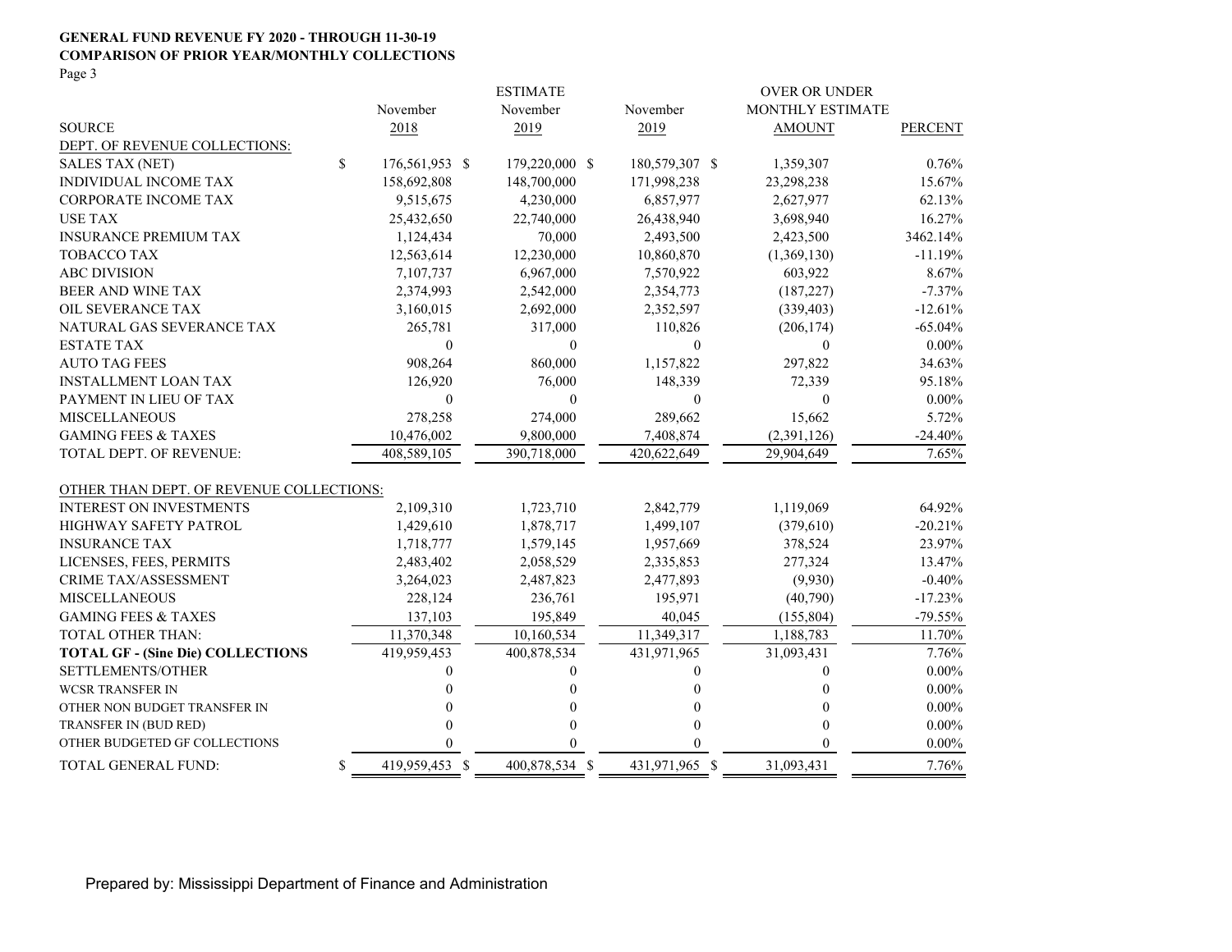**GENERAL FUND REVENUE FY 2020 - THROUGH 11-30-19**
**COMPARISON OF PRIOR YEAR/MONTHLY COLLECTIONS**
Page 3

| SOURCE | November 2018 | ESTIMATE November 2019 | November 2019 | OVER OR UNDER MONTHLY ESTIMATE AMOUNT | PERCENT |
|---|---|---|---|---|---|
| DEPT. OF REVENUE COLLECTIONS: | | | | | |
| SALES TAX (NET) | $ 176,561,953 | $ 179,220,000 | $ 180,579,307 | $ 1,359,307 | 0.76% |
| INDIVIDUAL INCOME TAX | 158,692,808 | 148,700,000 | 171,998,238 | 23,298,238 | 15.67% |
| CORPORATE INCOME TAX | 9,515,675 | 4,230,000 | 6,857,977 | 2,627,977 | 62.13% |
| USE TAX | 25,432,650 | 22,740,000 | 26,438,940 | 3,698,940 | 16.27% |
| INSURANCE PREMIUM TAX | 1,124,434 | 70,000 | 2,493,500 | 2,423,500 | 3462.14% |
| TOBACCO TAX | 12,563,614 | 12,230,000 | 10,860,870 | (1,369,130) | -11.19% |
| ABC DIVISION | 7,107,737 | 6,967,000 | 7,570,922 | 603,922 | 8.67% |
| BEER AND WINE TAX | 2,374,993 | 2,542,000 | 2,354,773 | (187,227) | -7.37% |
| OIL SEVERANCE TAX | 3,160,015 | 2,692,000 | 2,352,597 | (339,403) | -12.61% |
| NATURAL GAS SEVERANCE TAX | 265,781 | 317,000 | 110,826 | (206,174) | -65.04% |
| ESTATE TAX | 0 | 0 | 0 | 0 | 0.00% |
| AUTO TAG FEES | 908,264 | 860,000 | 1,157,822 | 297,822 | 34.63% |
| INSTALLMENT LOAN TAX | 126,920 | 76,000 | 148,339 | 72,339 | 95.18% |
| PAYMENT IN LIEU OF TAX | 0 | 0 | 0 | 0 | 0.00% |
| MISCELLANEOUS | 278,258 | 274,000 | 289,662 | 15,662 | 5.72% |
| GAMING FEES & TAXES | 10,476,002 | 9,800,000 | 7,408,874 | (2,391,126) | -24.40% |
| TOTAL DEPT. OF REVENUE: | 408,589,105 | 390,718,000 | 420,622,649 | 29,904,649 | 7.65% |
| OTHER THAN DEPT. OF REVENUE COLLECTIONS: | | | | | |
| INTEREST ON INVESTMENTS | 2,109,310 | 1,723,710 | 2,842,779 | 1,119,069 | 64.92% |
| HIGHWAY SAFETY PATROL | 1,429,610 | 1,878,717 | 1,499,107 | (379,610) | -20.21% |
| INSURANCE TAX | 1,718,777 | 1,579,145 | 1,957,669 | 378,524 | 23.97% |
| LICENSES, FEES, PERMITS | 2,483,402 | 2,058,529 | 2,335,853 | 277,324 | 13.47% |
| CRIME TAX/ASSESSMENT | 3,264,023 | 2,487,823 | 2,477,893 | (9,930) | -0.40% |
| MISCELLANEOUS | 228,124 | 236,761 | 195,971 | (40,790) | -17.23% |
| GAMING FEES & TAXES | 137,103 | 195,849 | 40,045 | (155,804) | -79.55% |
| TOTAL OTHER THAN: | 11,370,348 | 10,160,534 | 11,349,317 | 1,188,783 | 11.70% |
| **TOTAL GF - (Sine Die) COLLECTIONS** | 419,959,453 | 400,878,534 | 431,971,965 | 31,093,431 | 7.76% |
| SETTLEMENTS/OTHER | 0 | 0 | 0 | 0 | 0.00% |
| WCSR TRANSFER IN | 0 | 0 | 0 | 0 | 0.00% |
| OTHER NON BUDGET TRANSFER IN | 0 | 0 | 0 | 0 | 0.00% |
| TRANSFER IN (BUD RED) | 0 | 0 | 0 | 0 | 0.00% |
| OTHER BUDGETED GF COLLECTIONS | 0 | 0 | 0 | 0 | 0.00% |
| TOTAL GENERAL FUND: | $ 419,959,453 | $ 400,878,534 | $ 431,971,965 | $ 31,093,431 | 7.76% |

Prepared by: Mississippi Department of Finance and Administration